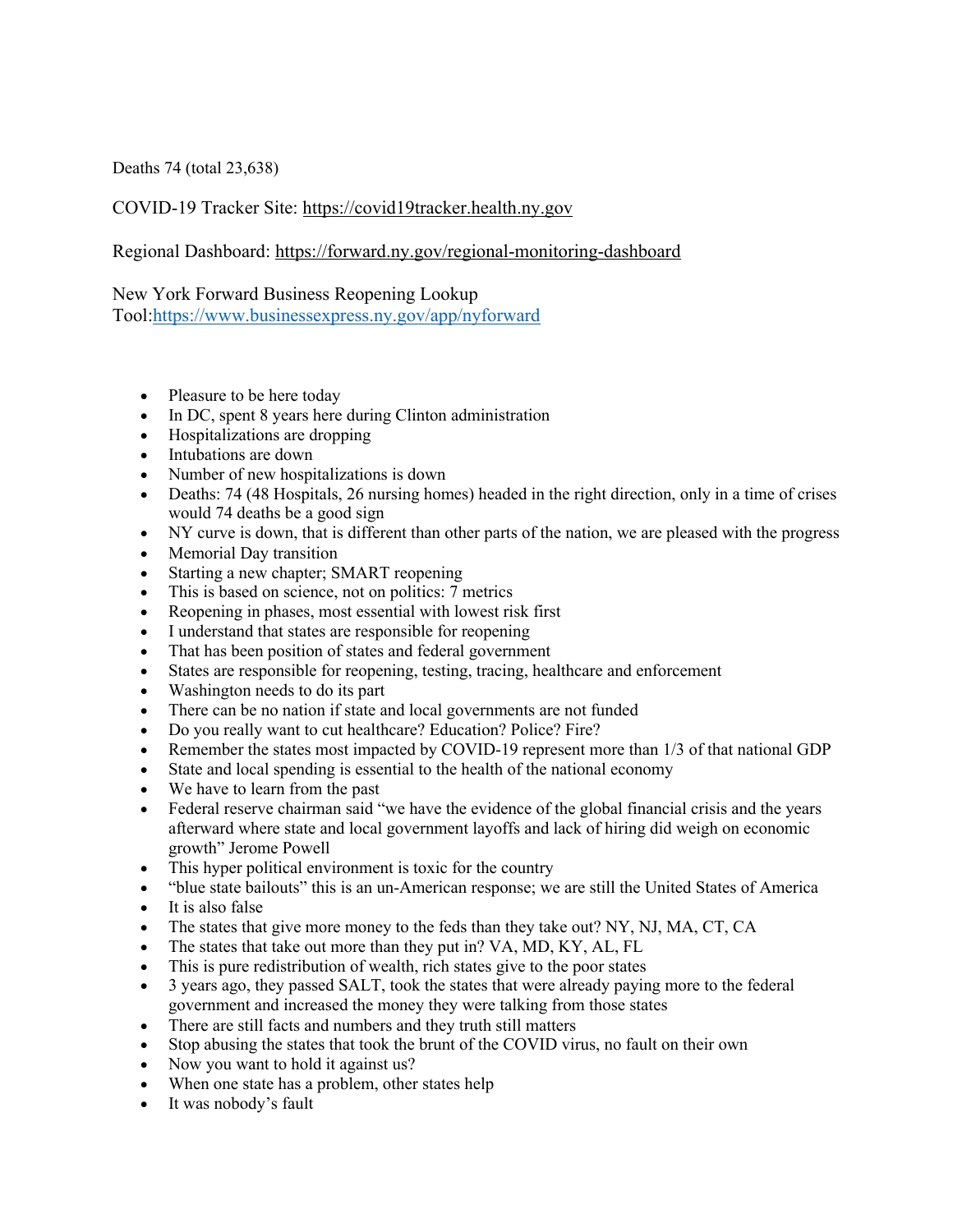Deaths 74 (total 23,638)

COVID-19 Tracker Site: https://covid19tracker.health.ny.gov

Regional Dashboard: https://forward.ny.gov/regional-monitoring-dashboard

New York Forward Business Reopening Lookup Tool:https://www.businessexpress.ny.gov/app/nyforward

- Pleasure to be here today
- In DC, spent 8 years here during Clinton administration
- Hospitalizations are dropping
- Intubations are down
- Number of new hospitalizations is down
- Deaths: 74 (48 Hospitals, 26 nursing homes) headed in the right direction, only in a time of crises would 74 deaths be a good sign
- NY curve is down, that is different than other parts of the nation, we are pleased with the progress
- Memorial Day transition
- Starting a new chapter; SMART reopening
- This is based on science, not on politics: 7 metrics
- Reopening in phases, most essential with lowest risk first
- I understand that states are responsible for reopening
- That has been position of states and federal government
- States are responsible for reopening, testing, tracing, healthcare and enforcement
- Washington needs to do its part
- There can be no nation if state and local governments are not funded
- Do you really want to cut healthcare? Education? Police? Fire?
- Remember the states most impacted by COVID-19 represent more than 1/3 of that national GDP
- State and local spending is essential to the health of the national economy
- We have to learn from the past
- Federal reserve chairman said "we have the evidence of the global financial crisis and the years afterward where state and local government layoffs and lack of hiring did weigh on economic growth" Jerome Powell
- This hyper political environment is toxic for the country
- "blue state bailouts" this is an un-American response; we are still the United States of America
- It is also false
- The states that give more money to the feds than they take out? NY, NJ, MA, CT, CA
- The states that take out more than they put in? VA, MD, KY, AL, FL
- This is pure redistribution of wealth, rich states give to the poor states
- 3 years ago, they passed SALT, took the states that were already paying more to the federal government and increased the money they were talking from those states
- There are still facts and numbers and they truth still matters
- Stop abusing the states that took the brunt of the COVID virus, no fault on their own
- Now you want to hold it against us?
- When one state has a problem, other states help
- It was nobody's fault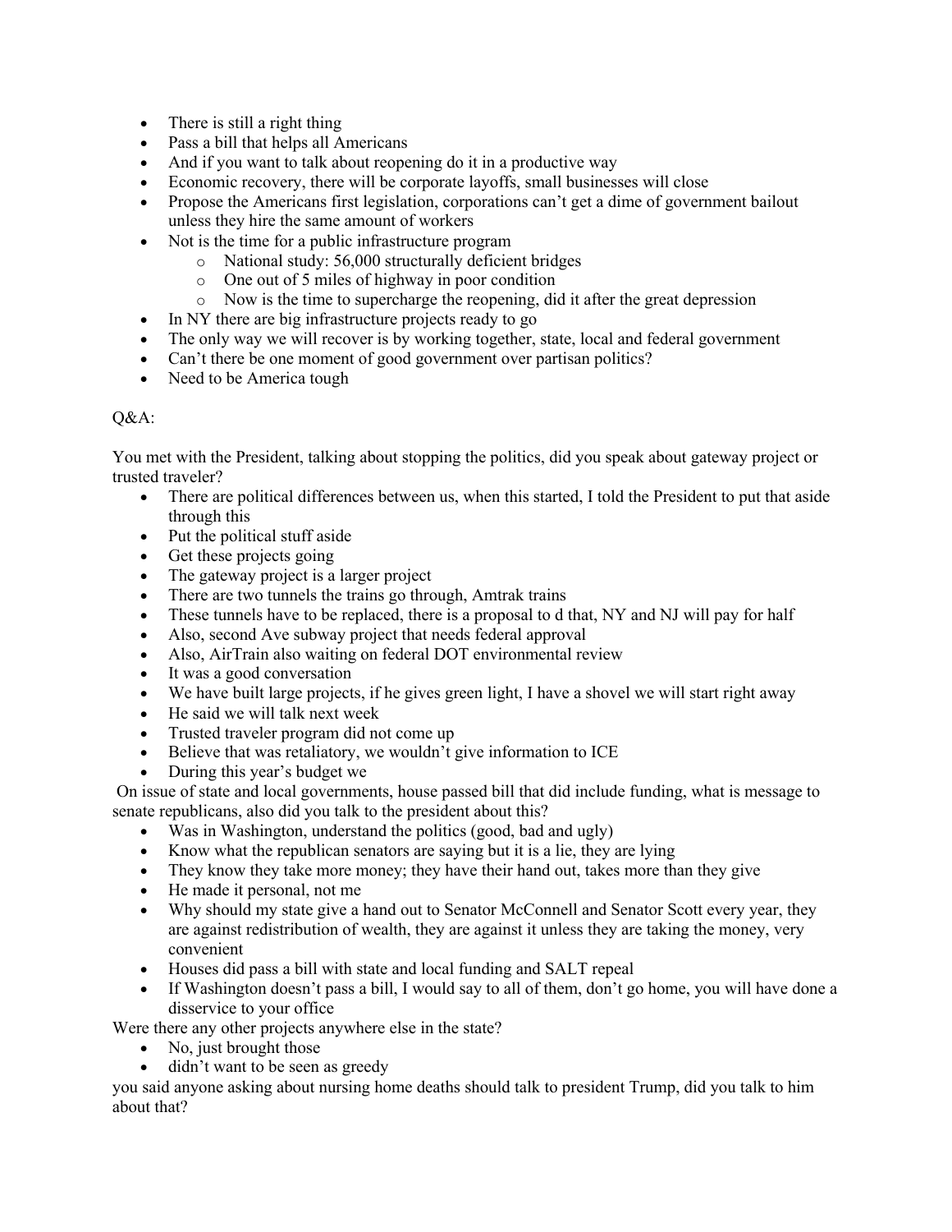- There is still a right thing
- Pass a bill that helps all Americans
- And if you want to talk about reopening do it in a productive way
- Economic recovery, there will be corporate layoffs, small businesses will close
- Propose the Americans first legislation, corporations can't get a dime of government bailout unless they hire the same amount of workers
- Not is the time for a public infrastructure program
    - National study: 56,000 structurally deficient bridges
    - One out of 5 miles of highway in poor condition
    - Now is the time to supercharge the reopening, did it after the great depression
- In NY there are big infrastructure projects ready to go
- The only way we will recover is by working together, state, local and federal government
- Can't there be one moment of good government over partisan politics?
- Need to be America tough

Q&A:

You met with the President, talking about stopping the politics, did you speak about gateway project or trusted traveler?

- There are political differences between us, when this started, I told the President to put that aside through this
- Put the political stuff aside
- Get these projects going
- The gateway project is a larger project
- There are two tunnels the trains go through, Amtrak trains
- These tunnels have to be replaced, there is a proposal to d that, NY and NJ will pay for half
- Also, second Ave subway project that needs federal approval
- Also, AirTrain also waiting on federal DOT environmental review
- It was a good conversation
- We have built large projects, if he gives green light, I have a shovel we will start right away
- He said we will talk next week
- Trusted traveler program did not come up
- Believe that was retaliatory, we wouldn't give information to ICE
- During this year's budget we

On issue of state and local governments, house passed bill that did include funding, what is message to senate republicans, also did you talk to the president about this?

- Was in Washington, understand the politics (good, bad and ugly)
- Know what the republican senators are saying but it is a lie, they are lying
- They know they take more money; they have their hand out, takes more than they give
- He made it personal, not me
- Why should my state give a hand out to Senator McConnell and Senator Scott every year, they are against redistribution of wealth, they are against it unless they are taking the money, very convenient
- Houses did pass a bill with state and local funding and SALT repeal
- If Washington doesn't pass a bill, I would say to all of them, don't go home, you will have done a disservice to your office

Were there any other projects anywhere else in the state?

- No, just brought those
- didn't want to be seen as greedy

you said anyone asking about nursing home deaths should talk to president Trump, did you talk to him about that?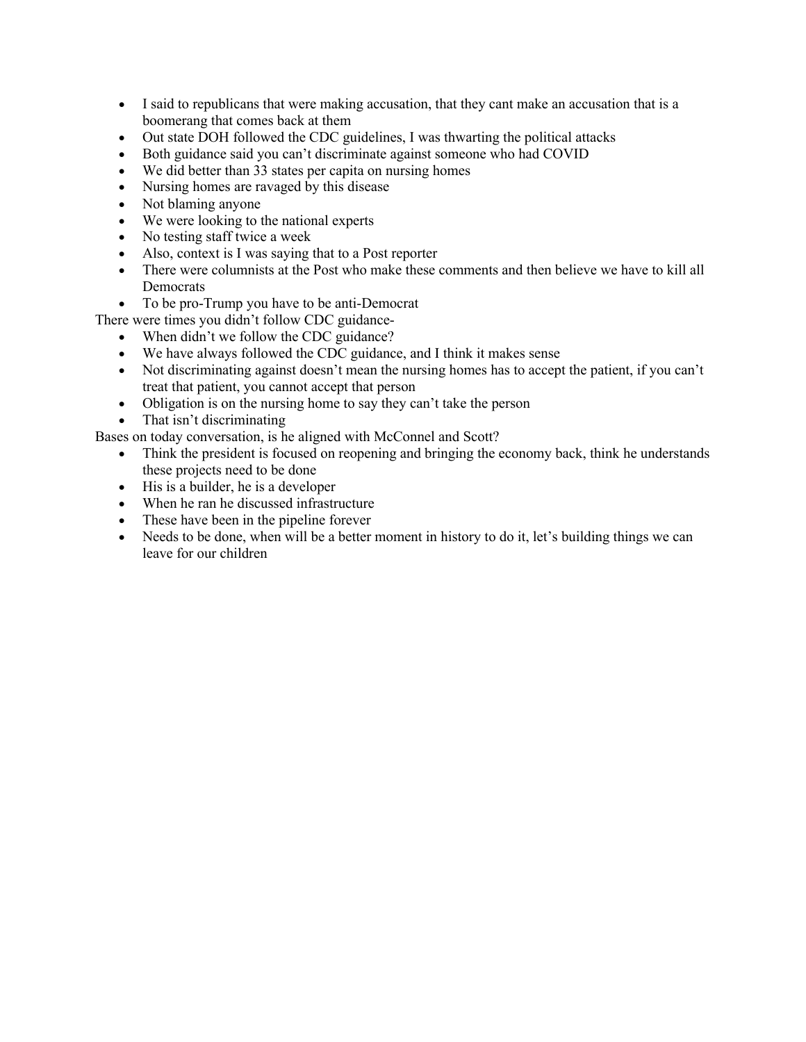- I said to republicans that were making accusation, that they cant make an accusation that is a boomerang that comes back at them
- Out state DOH followed the CDC guidelines, I was thwarting the political attacks
- Both guidance said you can't discriminate against someone who had COVID
- We did better than 33 states per capita on nursing homes
- Nursing homes are ravaged by this disease
- Not blaming anyone
- We were looking to the national experts
- No testing staff twice a week
- Also, context is I was saying that to a Post reporter
- There were columnists at the Post who make these comments and then believe we have to kill all Democrats
- To be pro-Trump you have to be anti-Democrat

There were times you didn't follow CDC guidance-

- When didn't we follow the CDC guidance?
- We have always followed the CDC guidance, and I think it makes sense
- Not discriminating against doesn't mean the nursing homes has to accept the patient, if you can't treat that patient, you cannot accept that person
- Obligation is on the nursing home to say they can't take the person
- That isn't discriminating

Bases on today conversation, is he aligned with McConnel and Scott?

- Think the president is focused on reopening and bringing the economy back, think he understands these projects need to be done
- His is a builder, he is a developer
- When he ran he discussed infrastructure
- These have been in the pipeline forever
- Needs to be done, when will be a better moment in history to do it, let's building things we can leave for our children